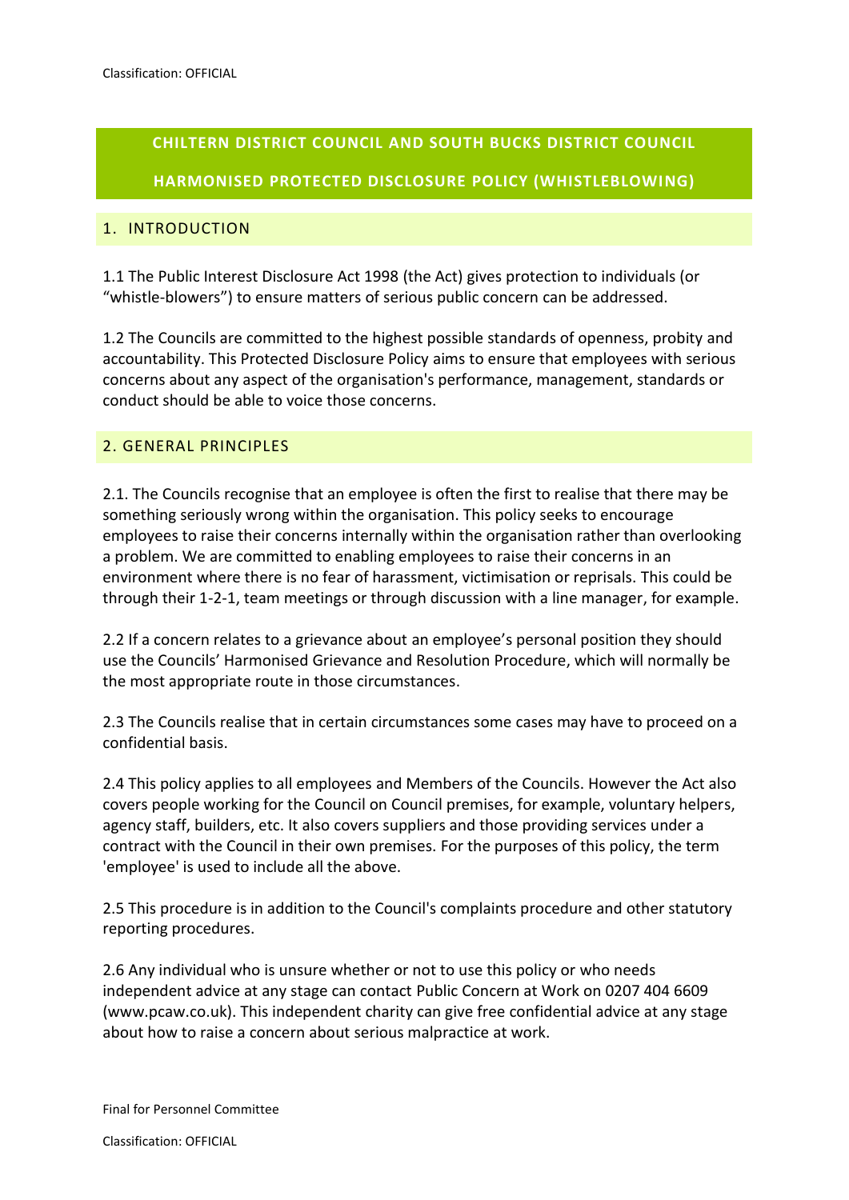# CHILTERN DISTRICT COUNCIL AND SOUTH BUCKS DISTRICT COUNCIL

# HARMONISED PROTECTED DISCLOSURE POLICY (WHISTLEBLOWING)

## 1. INTRODUCTION

1.1 The Public Interest Disclosure Act 1998 (the Act) gives protection to individuals (or "whistle-blowers") to ensure matters of serious public concern can be addressed.

1.2 The Councils are committed to the highest possible standards of openness, probity and accountability. This Protected Disclosure Policy aims to ensure that employees with serious concerns about any aspect of the organisation's performance, management, standards or conduct should be able to voice those concerns.

## 2. GENERAL PRINCIPLES

2.1. The Councils recognise that an employee is often the first to realise that there may be something seriously wrong within the organisation. This policy seeks to encourage employees to raise their concerns internally within the organisation rather than overlooking a problem. We are committed to enabling employees to raise their concerns in an environment where there is no fear of harassment, victimisation or reprisals. This could be through their 1-2-1, team meetings or through discussion with a line manager, for example.

2.2 If a concern relates to a grievance about an employee's personal position they should use the Councils' Harmonised Grievance and Resolution Procedure, which will normally be the most appropriate route in those circumstances.

2.3 The Councils realise that in certain circumstances some cases may have to proceed on a confidential basis.

2.4 This policy applies to all employees and Members of the Councils. However the Act also covers people working for the Council on Council premises, for example, voluntary helpers, agency staff, builders, etc. It also covers suppliers and those providing services under a contract with the Council in their own premises. For the purposes of this policy, the term 'employee' is used to include all the above.

2.5 This procedure is in addition to the Council's complaints procedure and other statutory reporting procedures.

2.6 Any individual who is unsure whether or not to use this policy or who needs independent advice at any stage can contact Public Concern at Work on 0207 404 6609 (www.pcaw.co.uk). This independent charity can give free confidential advice at any stage about how to raise a concern about serious malpractice at work.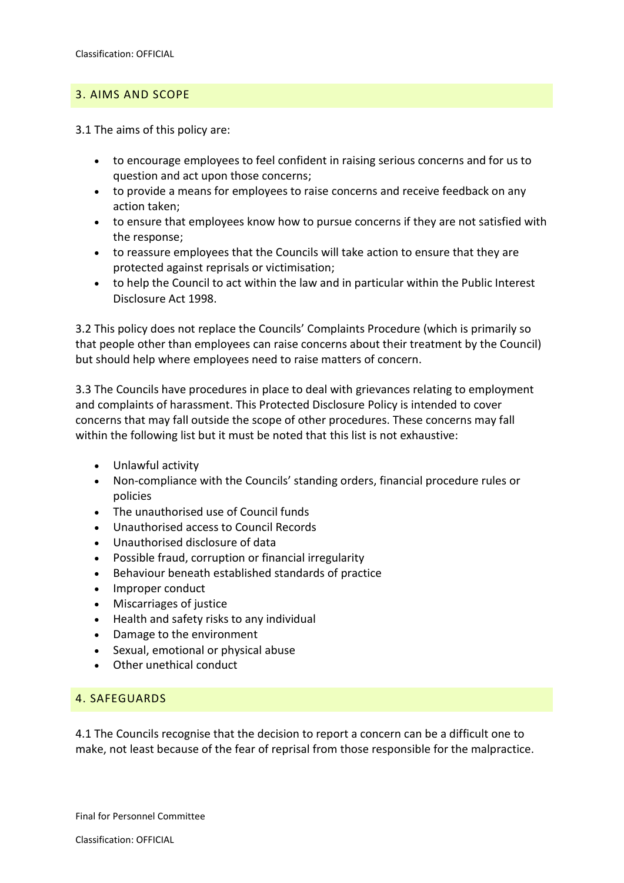## 3. AIMS AND SCOPE

3.1 The aims of this policy are:

- to encourage employees to feel confident in raising serious concerns and for us to question and act upon those concerns;
- to provide a means for employees to raise concerns and receive feedback on any action taken;
- to ensure that employees know how to pursue concerns if they are not satisfied with the response;
- to reassure employees that the Councils will take action to ensure that they are protected against reprisals or victimisation;
- to help the Council to act within the law and in particular within the Public Interest Disclosure Act 1998.

3.2 This policy does not replace the Councils' Complaints Procedure (which is primarily so that people other than employees can raise concerns about their treatment by the Council) but should help where employees need to raise matters of concern.

3.3 The Councils have procedures in place to deal with grievances relating to employment and complaints of harassment. This Protected Disclosure Policy is intended to cover concerns that may fall outside the scope of other procedures. These concerns may fall within the following list but it must be noted that this list is not exhaustive:

- Unlawful activity
- Non-compliance with the Councils' standing orders, financial procedure rules or policies
- The unauthorised use of Council funds
- Unauthorised access to Council Records
- Unauthorised disclosure of data
- Possible fraud, corruption or financial irregularity
- Behaviour beneath established standards of practice
- Improper conduct
- Miscarriages of justice
- Health and safety risks to any individual
- Damage to the environment
- Sexual, emotional or physical abuse
- Other unethical conduct

## 4. SAFEGUARDS

4.1 The Councils recognise that the decision to report a concern can be a difficult one to make, not least because of the fear of reprisal from those responsible for the malpractice.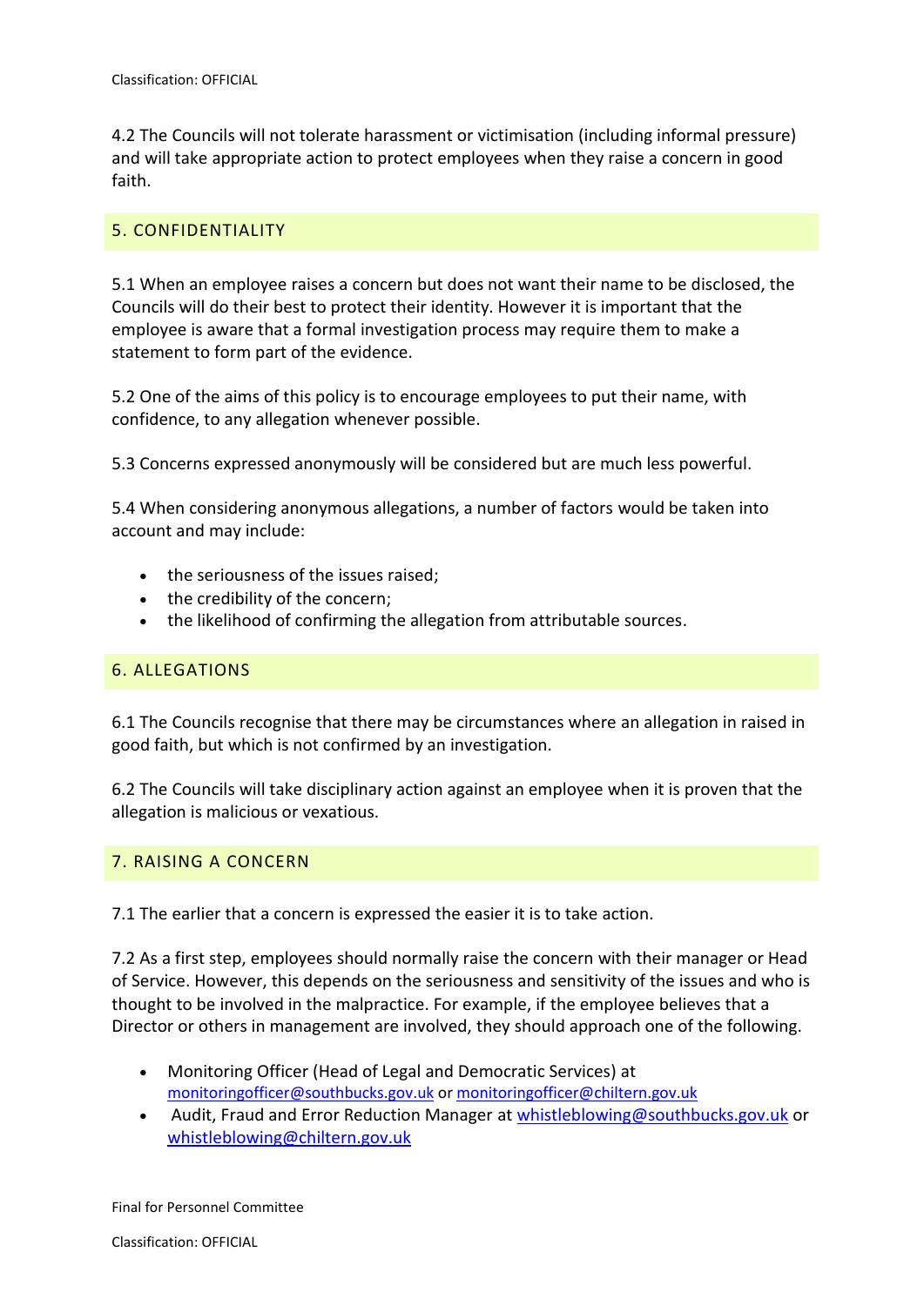4.2 The Councils will not tolerate harassment or victimisation (including informal pressure) and will take appropriate action to protect employees when they raise a concern in good faith.

## 5. CONFIDENTIALITY

5.1 When an employee raises a concern but does not want their name to be disclosed, the Councils will do their best to protect their identity. However it is important that the employee is aware that a formal investigation process may require them to make a statement to form part of the evidence.

5.2 One of the aims of this policy is to encourage employees to put their name, with confidence, to any allegation whenever possible.

5.3 Concerns expressed anonymously will be considered but are much less powerful.

5.4 When considering anonymous allegations, a number of factors would be taken into account and may include:

- the seriousness of the issues raised;
- the credibility of the concern;
- the likelihood of confirming the allegation from attributable sources.

## 6. ALLEGATIONS

6.1 The Councils recognise that there may be circumstances where an allegation in raised in good faith, but which is not confirmed by an investigation.

6.2 The Councils will take disciplinary action against an employee when it is proven that the allegation is malicious or vexatious.

## 7. RAISING A CONCERN

7.1 The earlier that a concern is expressed the easier it is to take action.

7.2 As a first step, employees should normally raise the concern with their manager or Head of Service. However, this depends on the seriousness and sensitivity of the issues and who is thought to be involved in the malpractice. For example, if the employee believes that a Director or others in management are involved, they should approach one of the following.

- Monitoring Officer (Head of Legal and Democratic Services) at monitoringofficer@southbucks.gov.uk or monitoringofficer@chiltern.gov.uk
- Audit, Fraud and Error Reduction Manager at whistleblowing@southbucks.gov.uk or whistleblowing@chiltern.gov.uk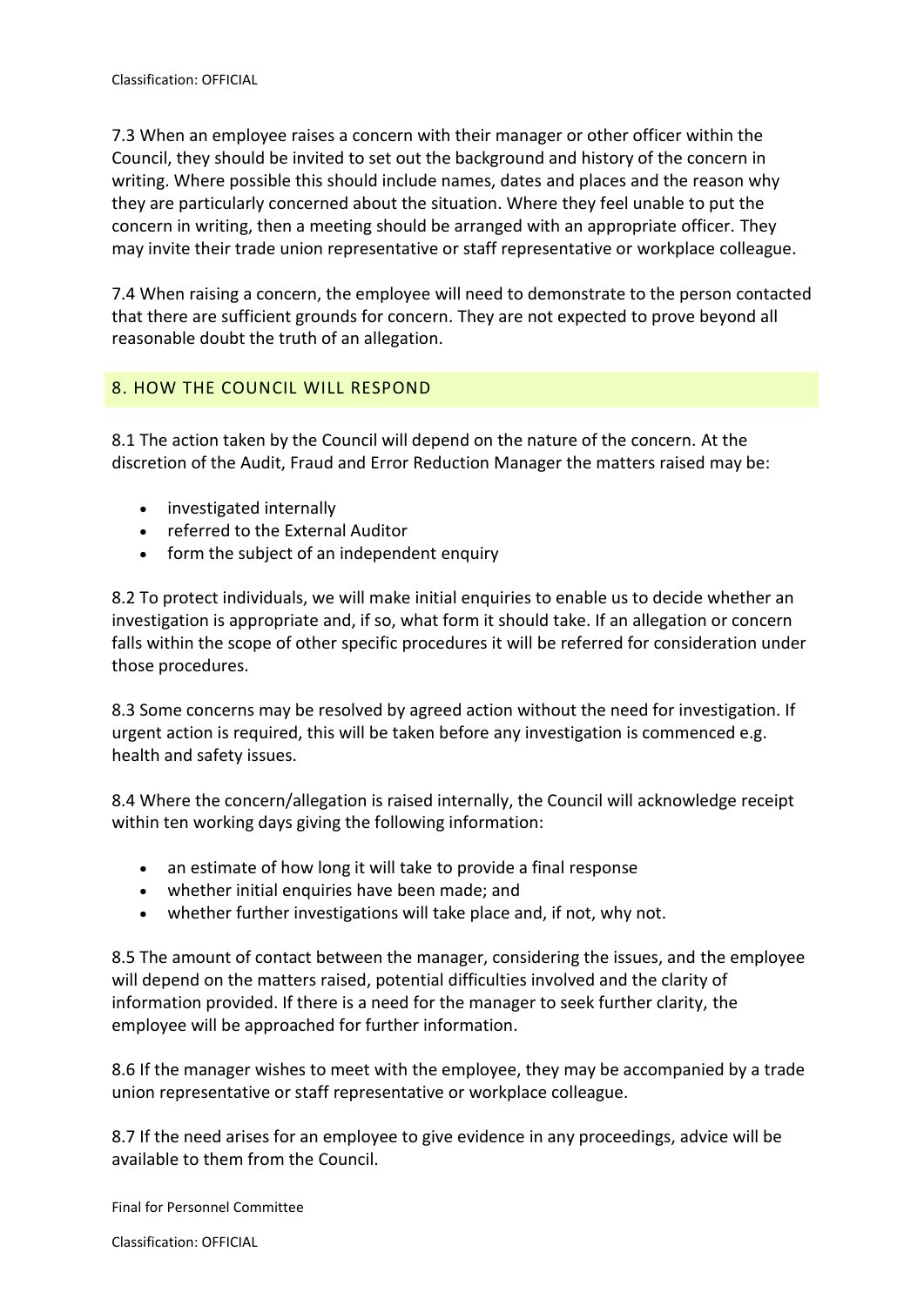7.3 When an employee raises a concern with their manager or other officer within the Council, they should be invited to set out the background and history of the concern in writing. Where possible this should include names, dates and places and the reason why they are particularly concerned about the situation. Where they feel unable to put the concern in writing, then a meeting should be arranged with an appropriate officer. They may invite their trade union representative or staff representative or workplace colleague.

7.4 When raising a concern, the employee will need to demonstrate to the person contacted that there are sufficient grounds for concern. They are not expected to prove beyond all reasonable doubt the truth of an allegation.

## 8. HOW THE COUNCIL WILL RESPOND

8.1 The action taken by the Council will depend on the nature of the concern. At the discretion of the Audit, Fraud and Error Reduction Manager the matters raised may be:

- investigated internally
- referred to the External Auditor
- form the subject of an independent enquiry

8.2 To protect individuals, we will make initial enquiries to enable us to decide whether an investigation is appropriate and, if so, what form it should take. If an allegation or concern falls within the scope of other specific procedures it will be referred for consideration under those procedures.

8.3 Some concerns may be resolved by agreed action without the need for investigation. If urgent action is required, this will be taken before any investigation is commenced e.g. health and safety issues.

8.4 Where the concern/allegation is raised internally, the Council will acknowledge receipt within ten working days giving the following information:

- an estimate of how long it will take to provide a final response
- whether initial enquiries have been made; and
- whether further investigations will take place and, if not, why not.

8.5 The amount of contact between the manager, considering the issues, and the employee will depend on the matters raised, potential difficulties involved and the clarity of information provided. If there is a need for the manager to seek further clarity, the employee will be approached for further information.

8.6 If the manager wishes to meet with the employee, they may be accompanied by a trade union representative or staff representative or workplace colleague.

8.7 If the need arises for an employee to give evidence in any proceedings, advice will be available to them from the Council.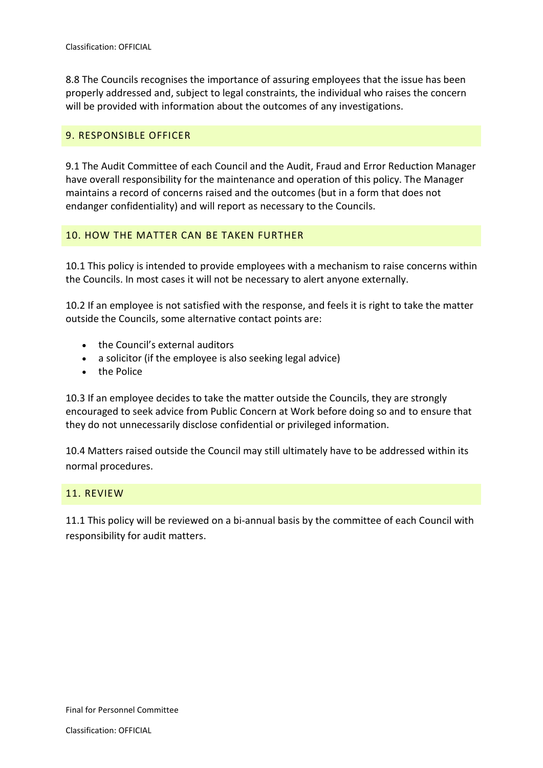8.8 The Councils recognises the importance of assuring employees that the issue has been properly addressed and, subject to legal constraints, the individual who raises the concern will be provided with information about the outcomes of any investigations.

## 9. RESPONSIBLE OFFICER

9.1 The Audit Committee of each Council and the Audit, Fraud and Error Reduction Manager have overall responsibility for the maintenance and operation of this policy. The Manager maintains a record of concerns raised and the outcomes (but in a form that does not endanger confidentiality) and will report as necessary to the Councils.

## 10. HOW THE MATTER CAN BE TAKEN FURTHER

10.1 This policy is intended to provide employees with a mechanism to raise concerns within the Councils. In most cases it will not be necessary to alert anyone externally.

10.2 If an employee is not satisfied with the response, and feels it is right to take the matter outside the Councils, some alternative contact points are:

- the Council's external auditors
- a solicitor (if the employee is also seeking legal advice)
- the Police

10.3 If an employee decides to take the matter outside the Councils, they are strongly encouraged to seek advice from Public Concern at Work before doing so and to ensure that they do not unnecessarily disclose confidential or privileged information.

10.4 Matters raised outside the Council may still ultimately have to be addressed within its normal procedures.

## 11. REVIEW

11.1 This policy will be reviewed on a bi-annual basis by the committee of each Council with responsibility for audit matters.